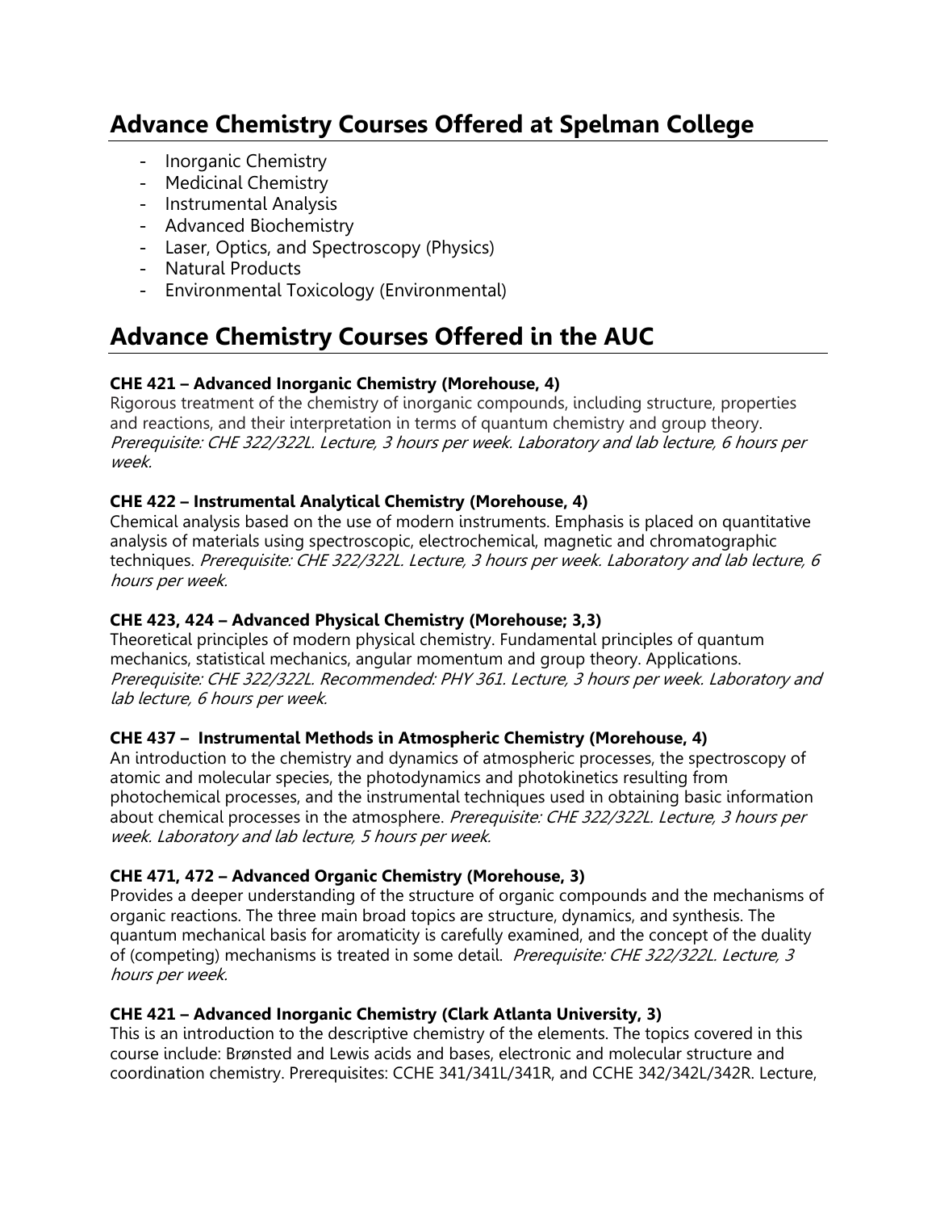## Advance Chemistry Courses Offered at Spelman College

- Inorganic Chemistry
- Medicinal Chemistry
- Instrumental Analysis
- Advanced Biochemistry
- Laser, Optics, and Spectroscopy (Physics)
- Natural Products
- Environmental Toxicology (Environmental)

## Advance Chemistry Courses Offered in the AUC

**CHE 421 – Advanced Inorganic Chemistry (Morehouse, 4)**
Rigorous treatment of the chemistry of inorganic compounds, including structure, properties and reactions, and their interpretation in terms of quantum chemistry and group theory. *Prerequisite: CHE 322/322L. Lecture, 3 hours per week. Laboratory and lab lecture, 6 hours per week.*

**CHE 422 – Instrumental Analytical Chemistry (Morehouse, 4)**
Chemical analysis based on the use of modern instruments. Emphasis is placed on quantitative analysis of materials using spectroscopic, electrochemical, magnetic and chromatographic techniques. *Prerequisite: CHE 322/322L. Lecture, 3 hours per week. Laboratory and lab lecture, 6 hours per week.*

**CHE 423, 424 – Advanced Physical Chemistry (Morehouse; 3,3)**
Theoretical principles of modern physical chemistry. Fundamental principles of quantum mechanics, statistical mechanics, angular momentum and group theory. Applications. *Prerequisite: CHE 322/322L. Recommended: PHY 361. Lecture, 3 hours per week. Laboratory and lab lecture, 6 hours per week.*

**CHE 437 – Instrumental Methods in Atmospheric Chemistry (Morehouse, 4)**
An introduction to the chemistry and dynamics of atmospheric processes, the spectroscopy of atomic and molecular species, the photodynamics and photokinetics resulting from photochemical processes, and the instrumental techniques used in obtaining basic information about chemical processes in the atmosphere. *Prerequisite: CHE 322/322L. Lecture, 3 hours per week. Laboratory and lab lecture, 5 hours per week.*

**CHE 471, 472 – Advanced Organic Chemistry (Morehouse, 3)**
Provides a deeper understanding of the structure of organic compounds and the mechanisms of organic reactions. The three main broad topics are structure, dynamics, and synthesis. The quantum mechanical basis for aromaticity is carefully examined, and the concept of the duality of (competing) mechanisms is treated in some detail. *Prerequisite: CHE 322/322L. Lecture, 3 hours per week.*

**CHE 421 – Advanced Inorganic Chemistry (Clark Atlanta University, 3)**
This is an introduction to the descriptive chemistry of the elements. The topics covered in this course include: Brønsted and Lewis acids and bases, electronic and molecular structure and coordination chemistry. Prerequisites: CCHE 341/341L/341R, and CCHE 342/342L/342R. Lecture,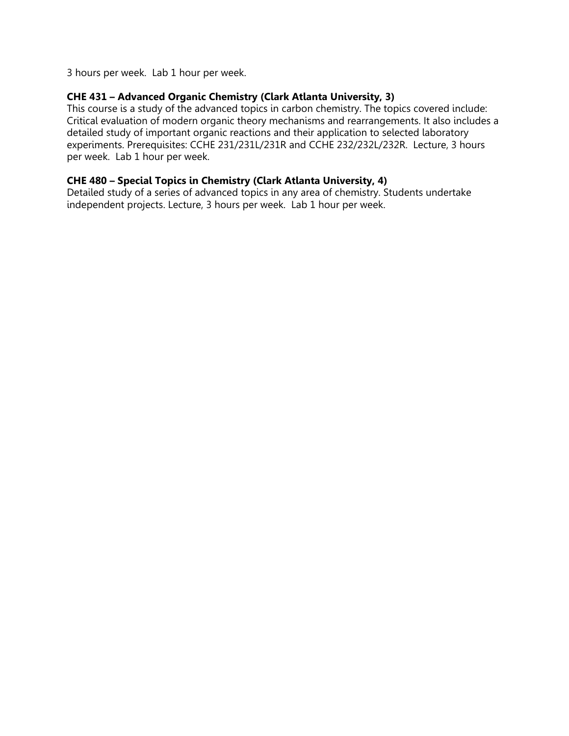3 hours per week. Lab 1 hour per week.

**CHE 431 – Advanced Organic Chemistry (Clark Atlanta University, 3)**
This course is a study of the advanced topics in carbon chemistry. The topics covered include: Critical evaluation of modern organic theory mechanisms and rearrangements. It also includes a detailed study of important organic reactions and their application to selected laboratory experiments. Prerequisites: CCHE 231/231L/231R and CCHE 232/232L/232R. Lecture, 3 hours per week. Lab 1 hour per week.

**CHE 480 – Special Topics in Chemistry (Clark Atlanta University, 4)**
Detailed study of a series of advanced topics in any area of chemistry. Students undertake independent projects. Lecture, 3 hours per week. Lab 1 hour per week.